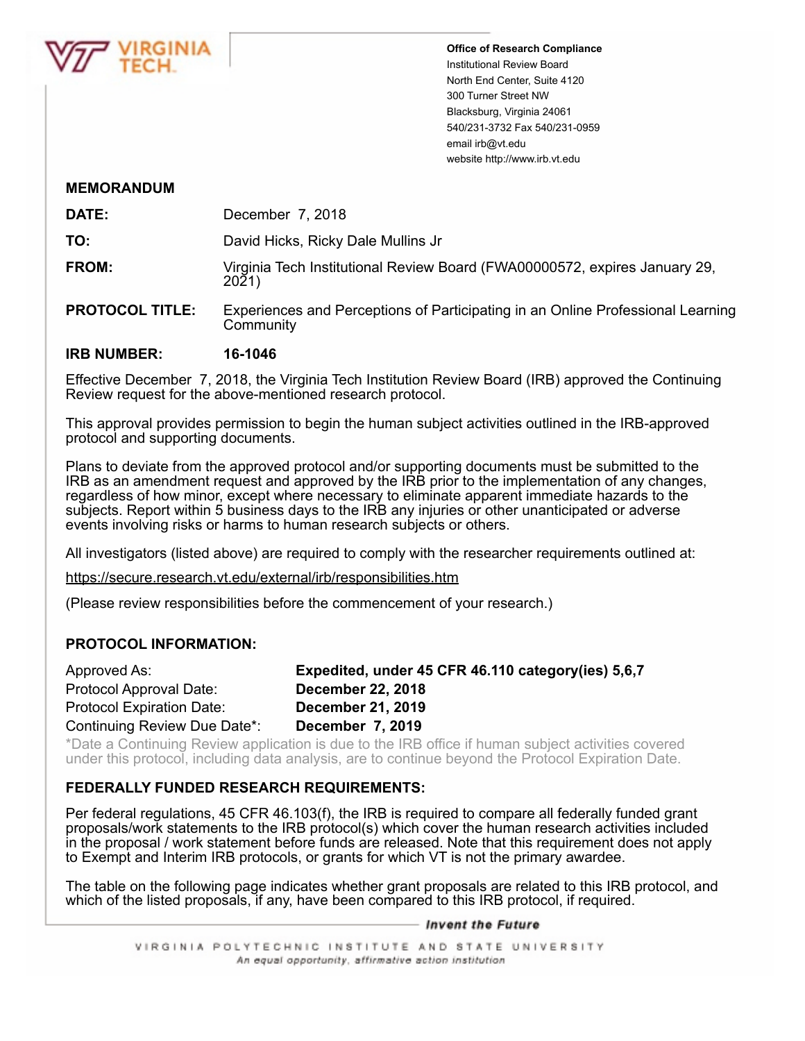**Office of Research Compliance**
Institutional Review Board
North End Center, Suite 4120
300 Turner Street NW
Blacksburg, Virginia 24061
540/231-3732 Fax 540/231-0959
email irb@vt.edu
website http://www.irb.vt.edu

**MEMORANDUM**

**DATE:** December 7, 2018

**TO:** David Hicks, Ricky Dale Mullins Jr

**FROM:** Virginia Tech Institutional Review Board (FWA00000572, expires January 29, 2021)

**PROTOCOL TITLE:** Experiences and Perceptions of Participating in an Online Professional Learning Community

**IRB NUMBER:** **16-1046**

Effective December 7, 2018, the Virginia Tech Institution Review Board (IRB) approved the Continuing Review request for the above-mentioned research protocol.

This approval provides permission to begin the human subject activities outlined in the IRB-approved protocol and supporting documents.

Plans to deviate from the approved protocol and/or supporting documents must be submitted to the IRB as an amendment request and approved by the IRB prior to the implementation of any changes, regardless of how minor, except where necessary to eliminate apparent immediate hazards to the subjects. Report within 5 business days to the IRB any injuries or other unanticipated or adverse events involving risks or harms to human research subjects or others.

All investigators (listed above) are required to comply with the researcher requirements outlined at:

https://secure.research.vt.edu/external/irb/responsibilities.htm

(Please review responsibilities before the commencement of your research.)

**PROTOCOL INFORMATION:**

Approved As: **Expedited, under 45 CFR 46.110 category(ies) 5,6,7**
Protocol Approval Date: **December 22, 2018**
Protocol Expiration Date: **December 21, 2019**
Continuing Review Due Date*: **December 7, 2019**

*Date a Continuing Review application is due to the IRB office if human subject activities covered under this protocol, including data analysis, are to continue beyond the Protocol Expiration Date.

**FEDERALLY FUNDED RESEARCH REQUIREMENTS:**

Per federal regulations, 45 CFR 46.103(f), the IRB is required to compare all federally funded grant proposals/work statements to the IRB protocol(s) which cover the human research activities included in the proposal / work statement before funds are released. Note that this requirement does not apply to Exempt and Interim IRB protocols, or grants for which VT is not the primary awardee.

The table on the following page indicates whether grant proposals are related to this IRB protocol, and which of the listed proposals, if any, have been compared to this IRB protocol, if required.

*Invent the Future*

VIRGINIA POLYTECHNIC INSTITUTE AND STATE UNIVERSITY
*An equal opportunity, affirmative action institution*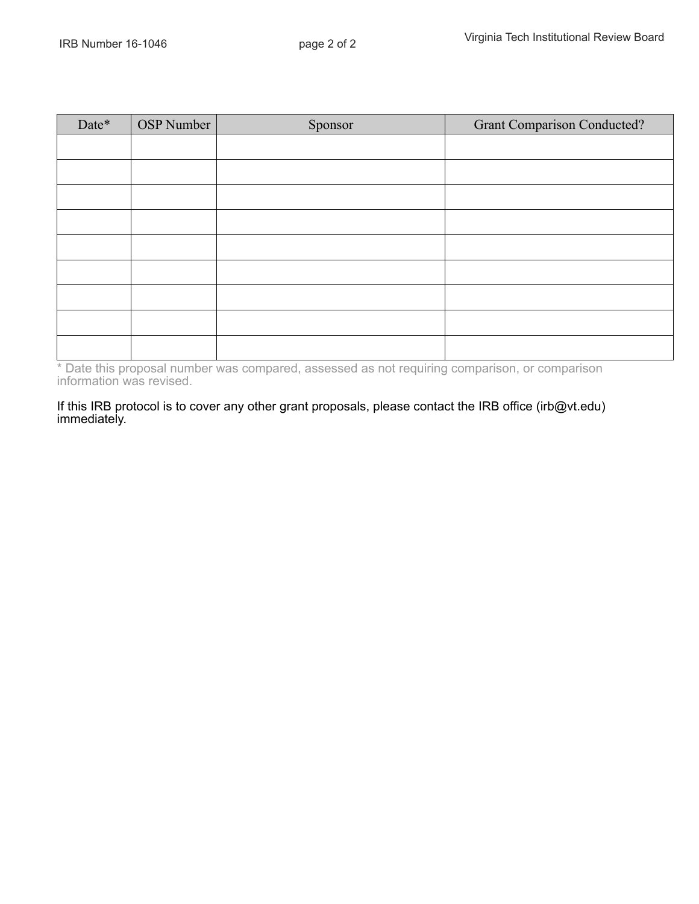| Date* | OSP Number | Sponsor | Grant Comparison Conducted? |
|---|---|---|---|
| | | | |
| | | | |
| | | | |
| | | | |
| | | | |
| | | | |
| | | | |
| | | | |
| | | | |

* Date this proposal number was compared, assessed as not requiring comparison, or comparison information was revised.

If this IRB protocol is to cover any other grant proposals, please contact the IRB office (irb@vt.edu) immediately.